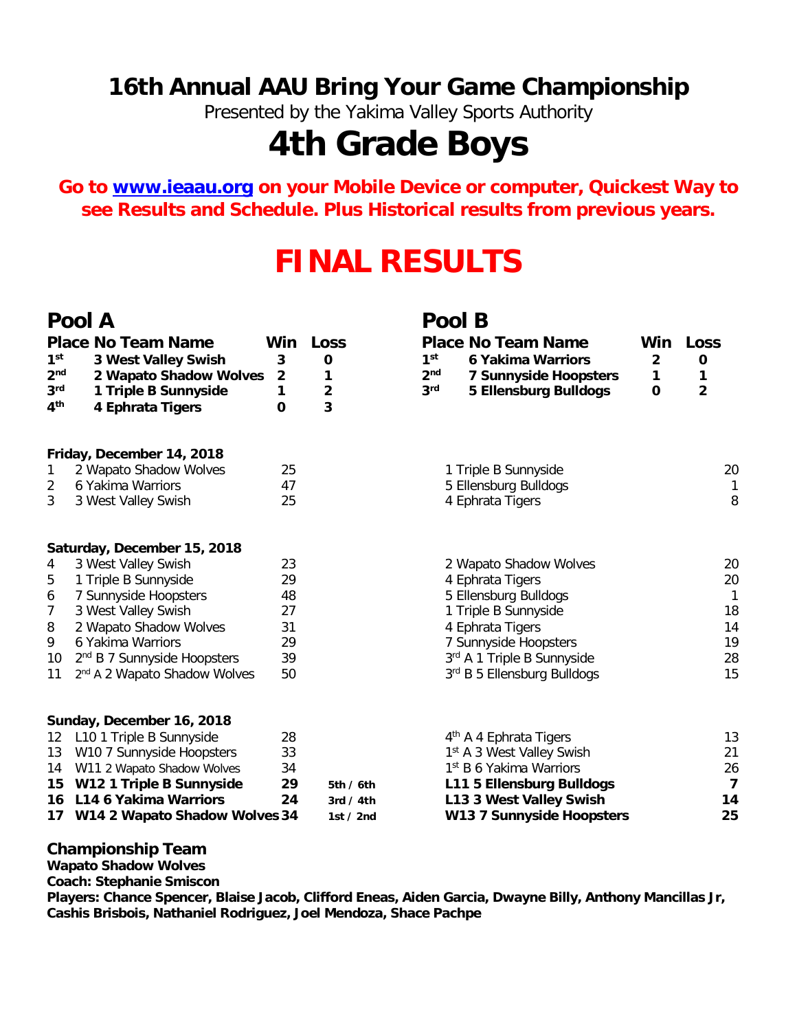# 16th Annual AAU Bring Your Game Championship

Presented by the Yakima Valley Sports Authority

# 4th Grade Boys

**Go to www.ieaau.org on your Mobile Device or computer, Quickest Way to see Results and Schedule. Plus Historical results from previous years.**

# FINAL RESULTS

## Pool A

| Place | No Team Name | Win | Loss |
|---|---|---|---|
| 1st | 3 West Valley Swish | 3 | 0 |
| 2nd | 2 Wapato Shadow Wolves | 2 | 1 |
| 3rd | 1 Triple B Sunnyside | 1 | 2 |
| 4th | 4 Ephrata Tigers | 0 | 3 |

## Pool B

| Place | No Team Name | Win | Loss |
|---|---|---|---|
| 1st | 6 Yakima Warriors | 2 | 0 |
| 2nd | 7 Sunnyside Hoopsters | 1 | 1 |
| 3rd | 5 Ellensburg Bulldogs | 0 | 2 |

### Friday, December 14, 2018

| # | Team | Score | | Team | Score |
|---|---|---|---|---|---|
| 1 | 2 Wapato Shadow Wolves | 25 | | 1 Triple B Sunnyside | 20 |
| 2 | 6 Yakima Warriors | 47 | | 5 Ellensburg Bulldogs | 1 |
| 3 | 3 West Valley Swish | 25 | | 4 Ephrata Tigers | 8 |

### Saturday, December 15, 2018

| # | Team | Score | | Team | Score |
|---|---|---|---|---|---|
| 4 | 3 West Valley Swish | 23 | | 2 Wapato Shadow Wolves | 20 |
| 5 | 1 Triple B Sunnyside | 29 | | 4 Ephrata Tigers | 20 |
| 6 | 7 Sunnyside Hoopsters | 48 | | 5 Ellensburg Bulldogs | 1 |
| 7 | 3 West Valley Swish | 27 | | 1 Triple B Sunnyside | 18 |
| 8 | 2 Wapato Shadow Wolves | 31 | | 4 Ephrata Tigers | 14 |
| 9 | 6 Yakima Warriors | 29 | | 7 Sunnyside Hoopsters | 19 |
| 10 | 2nd B 7 Sunnyside Hoopsters | 39 | | 3rd A 1 Triple B Sunnyside | 28 |
| 11 | 2nd A 2 Wapato Shadow Wolves | 50 | | 3rd B 5 Ellensburg Bulldogs | 15 |

### Sunday, December 16, 2018

| # | Team | Score | | Team | Score |
|---|---|---|---|---|---|
| 12 | L10 1 Triple B Sunnyside | 28 | | 4th A 4 Ephrata Tigers | 13 |
| 13 | W10 7 Sunnyside Hoopsters | 33 | | 1st A 3 West Valley Swish | 21 |
| 14 | W11 2 Wapato Shadow Wolves | 34 | | 1st B 6 Yakima Warriors | 26 |
| **15** | **W12 1 Triple B Sunnyside** | **29** | **5th / 6th** | **L11 5 Ellensburg Bulldogs** | **7** |
| **16** | **L14 6 Yakima Warriors** | **24** | **3rd / 4th** | **L13 3 West Valley Swish** | **14** |
| **17** | **W14 2 Wapato Shadow Wolves** | **34** | **1st / 2nd** | **W13 7 Sunnyside Hoopsters** | **25** |

### Championship Team

**Wapato Shadow Wolves**

**Coach: Stephanie Smiscon**

**Players: Chance Spencer, Blaise Jacob, Clifford Eneas, Aiden Garcia, Dwayne Billy, Anthony Mancillas Jr, Cashis Brisbois, Nathaniel Rodriguez, Joel Mendoza, Shace Pachpe**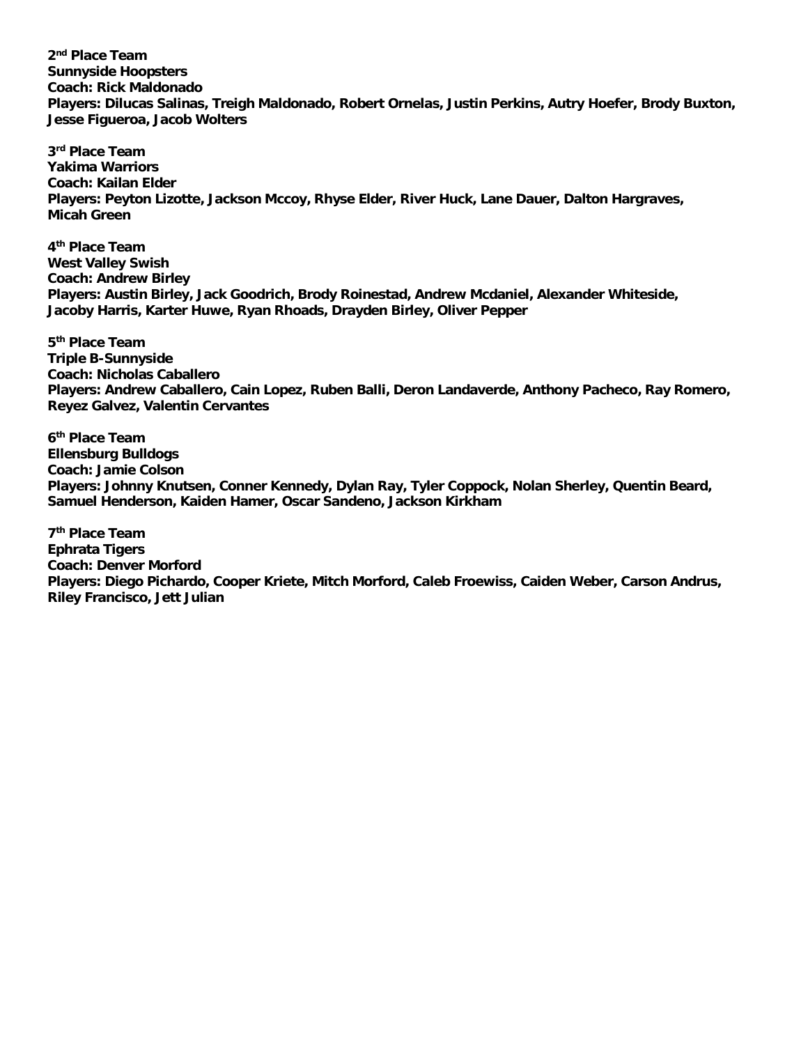**2nd Place Team**
**Sunnyside Hoopsters**
**Coach: Rick Maldonado**
**Players: Dilucas Salinas, Treigh Maldonado, Robert Ornelas, Justin Perkins, Autry Hoefer, Brody Buxton, Jesse Figueroa, Jacob Wolters**

**3rd Place Team**
**Yakima Warriors**
**Coach: Kailan Elder**
**Players: Peyton Lizotte, Jackson Mccoy, Rhyse Elder, River Huck, Lane Dauer, Dalton Hargraves, Micah Green**

**4th Place Team**
**West Valley Swish**
**Coach: Andrew Birley**
**Players: Austin Birley, Jack Goodrich, Brody Roinestad, Andrew Mcdaniel, Alexander Whiteside, Jacoby Harris, Karter Huwe, Ryan Rhoads, Drayden Birley, Oliver Pepper**

**5th Place Team**
**Triple B-Sunnyside**
**Coach: Nicholas Caballero**
**Players: Andrew Caballero, Cain Lopez, Ruben Balli, Deron Landaverde, Anthony Pacheco, Ray Romero, Reyez Galvez, Valentin Cervantes**

**6th Place Team**
**Ellensburg Bulldogs**
**Coach: Jamie Colson**
**Players: Johnny Knutsen, Conner Kennedy, Dylan Ray, Tyler Coppock, Nolan Sherley, Quentin Beard, Samuel Henderson, Kaiden Hamer, Oscar Sandeno, Jackson Kirkham**

**7th Place Team**
**Ephrata Tigers**
**Coach: Denver Morford**
**Players: Diego Pichardo, Cooper Kriete, Mitch Morford, Caleb Froewiss, Caiden Weber, Carson Andrus, Riley Francisco, Jett Julian**